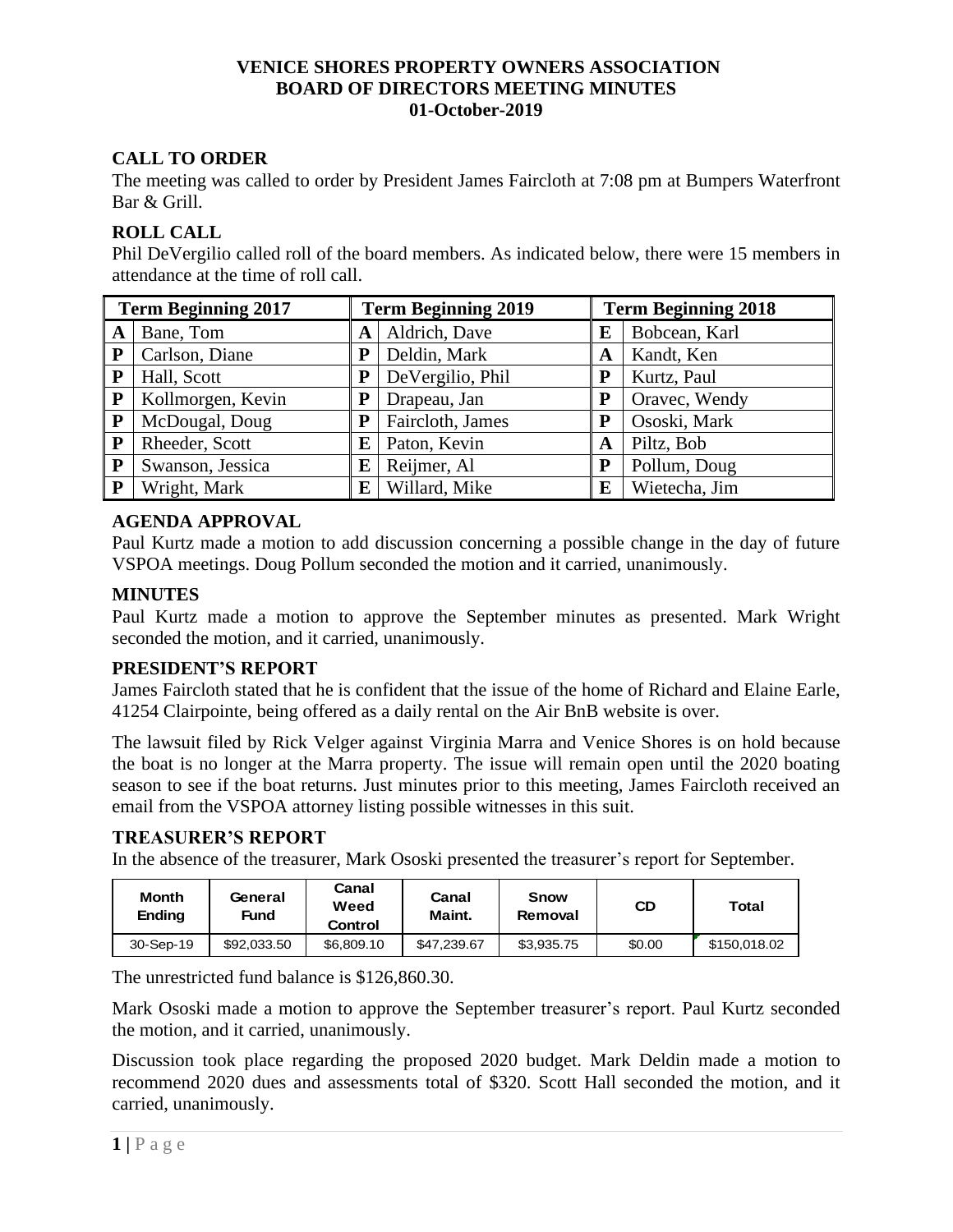# VENICE SHORES PROPERTY OWNERS ASSOCIATION
# BOARD OF DIRECTORS MEETING MINUTES
# 01-October-2019

## CALL TO ORDER

The meeting was called to order by President James Faircloth at 7:08 pm at Bumpers Waterfront Bar & Grill.

## ROLL CALL

Phil DeVergilio called roll of the board members. As indicated below, there were 15 members in attendance at the time of roll call.

| Term Beginning 2017 | | Term Beginning 2019 | | Term Beginning 2018 | |
|---|---|---|---|---|---|
| A | Bane, Tom | A | Aldrich, Dave | E | Bobcean, Karl |
| P | Carlson, Diane | P | Deldin, Mark | A | Kandt, Ken |
| P | Hall, Scott | P | DeVergilio, Phil | P | Kurtz, Paul |
| P | Kollmorgen, Kevin | P | Drapeau, Jan | P | Oravec, Wendy |
| P | McDougal, Doug | P | Faircloth, James | P | Ososki, Mark |
| P | Rheeder, Scott | E | Paton, Kevin | A | Piltz, Bob |
| P | Swanson, Jessica | E | Reijmer, Al | P | Pollum, Doug |
| P | Wright, Mark | E | Willard, Mike | E | Wietecha, Jim |

## AGENDA APPROVAL

Paul Kurtz made a motion to add discussion concerning a possible change in the day of future VSPOA meetings. Doug Pollum seconded the motion and it carried, unanimously.

## MINUTES

Paul Kurtz made a motion to approve the September minutes as presented. Mark Wright seconded the motion, and it carried, unanimously.

## PRESIDENT'S REPORT

James Faircloth stated that he is confident that the issue of the home of Richard and Elaine Earle, 41254 Clairpointe, being offered as a daily rental on the Air BnB website is over.

The lawsuit filed by Rick Velger against Virginia Marra and Venice Shores is on hold because the boat is no longer at the Marra property. The issue will remain open until the 2020 boating season to see if the boat returns. Just minutes prior to this meeting, James Faircloth received an email from the VSPOA attorney listing possible witnesses in this suit.

## TREASURER'S REPORT

In the absence of the treasurer, Mark Ososki presented the treasurer's report for September.

| Month Ending | General Fund | Canal Weed Control | Canal Maint. | Snow Removal | CD | Total |
|---|---|---|---|---|---|---|
| 30-Sep-19 | $92,033.50 | $6,809.10 | $47,239.67 | $3,935.75 | $0.00 | $150,018.02 |

The unrestricted fund balance is $126,860.30.

Mark Ososki made a motion to approve the September treasurer's report. Paul Kurtz seconded the motion, and it carried, unanimously.

Discussion took place regarding the proposed 2020 budget. Mark Deldin made a motion to recommend 2020 dues and assessments total of $320. Scott Hall seconded the motion, and it carried, unanimously.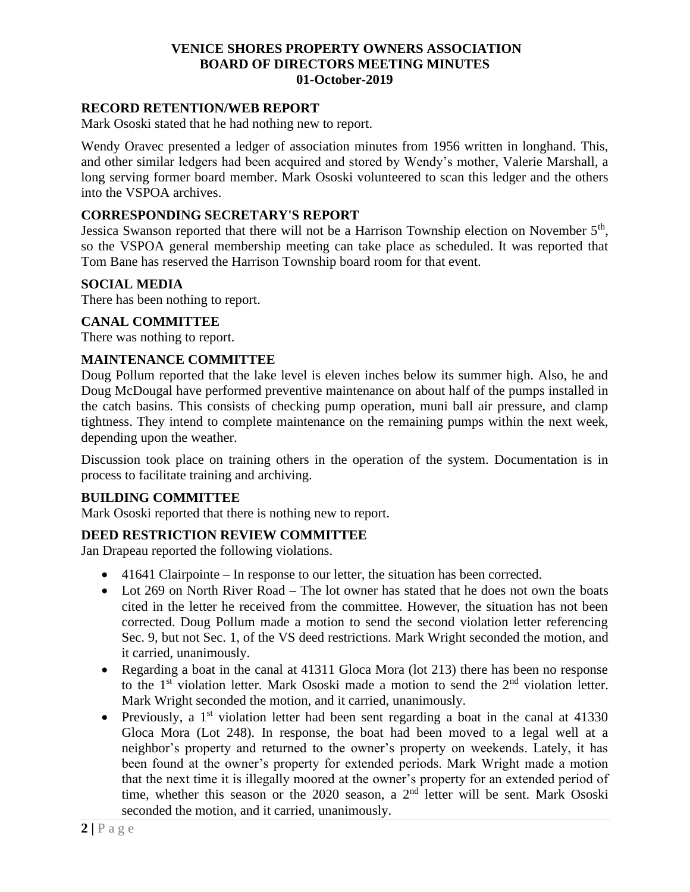# VENICE SHORES PROPERTY OWNERS ASSOCIATION
## BOARD OF DIRECTORS MEETING MINUTES
## 01-October-2019

### RECORD RETENTION/WEB REPORT

Mark Ososki stated that he had nothing new to report.

Wendy Oravec presented a ledger of association minutes from 1956 written in longhand. This, and other similar ledgers had been acquired and stored by Wendy's mother, Valerie Marshall, a long serving former board member. Mark Ososki volunteered to scan this ledger and the others into the VSPOA archives.

### CORRESPONDING SECRETARY'S REPORT

Jessica Swanson reported that there will not be a Harrison Township election on November 5th, so the VSPOA general membership meeting can take place as scheduled. It was reported that Tom Bane has reserved the Harrison Township board room for that event.

### SOCIAL MEDIA

There has been nothing to report.

### CANAL COMMITTEE

There was nothing to report.

### MAINTENANCE COMMITTEE

Doug Pollum reported that the lake level is eleven inches below its summer high. Also, he and Doug McDougal have performed preventive maintenance on about half of the pumps installed in the catch basins. This consists of checking pump operation, muni ball air pressure, and clamp tightness. They intend to complete maintenance on the remaining pumps within the next week, depending upon the weather.

Discussion took place on training others in the operation of the system. Documentation is in process to facilitate training and archiving.

### BUILDING COMMITTEE

Mark Ososki reported that there is nothing new to report.

### DEED RESTRICTION REVIEW COMMITTEE

Jan Drapeau reported the following violations.

- 41641 Clairpointe – In response to our letter, the situation has been corrected.
- Lot 269 on North River Road – The lot owner has stated that he does not own the boats cited in the letter he received from the committee. However, the situation has not been corrected. Doug Pollum made a motion to send the second violation letter referencing Sec. 9, but not Sec. 1, of the VS deed restrictions. Mark Wright seconded the motion, and it carried, unanimously.
- Regarding a boat in the canal at 41311 Gloca Mora (lot 213) there has been no response to the 1st violation letter. Mark Ososki made a motion to send the 2nd violation letter. Mark Wright seconded the motion, and it carried, unanimously.
- Previously, a 1st violation letter had been sent regarding a boat in the canal at 41330 Gloca Mora (Lot 248). In response, the boat had been moved to a legal well at a neighbor's property and returned to the owner's property on weekends. Lately, it has been found at the owner's property for extended periods. Mark Wright made a motion that the next time it is illegally moored at the owner's property for an extended period of time, whether this season or the 2020 season, a 2nd letter will be sent. Mark Ososki seconded the motion, and it carried, unanimously.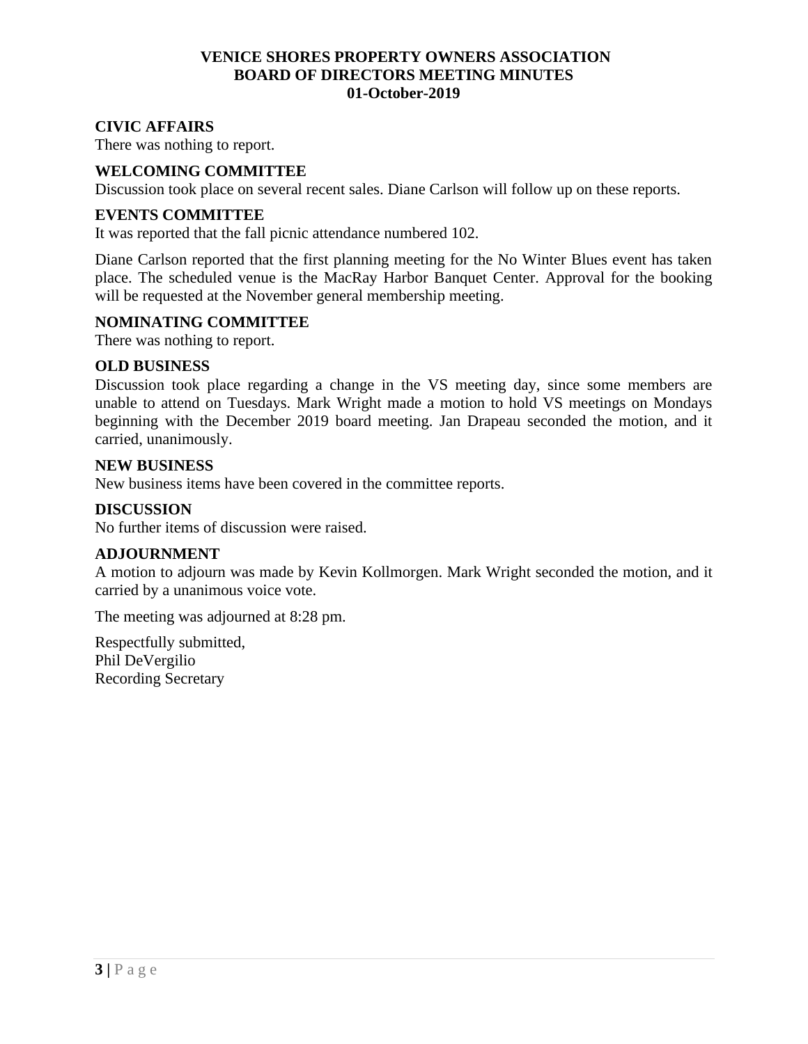**VENICE SHORES PROPERTY OWNERS ASSOCIATION**
**BOARD OF DIRECTORS MEETING MINUTES**
**01-October-2019**

### CIVIC AFFAIRS

There was nothing to report.

### WELCOMING COMMITTEE

Discussion took place on several recent sales. Diane Carlson will follow up on these reports.

### EVENTS COMMITTEE

It was reported that the fall picnic attendance numbered 102.

Diane Carlson reported that the first planning meeting for the No Winter Blues event has taken place. The scheduled venue is the MacRay Harbor Banquet Center. Approval for the booking will be requested at the November general membership meeting.

### NOMINATING COMMITTEE

There was nothing to report.

### OLD BUSINESS

Discussion took place regarding a change in the VS meeting day, since some members are unable to attend on Tuesdays. Mark Wright made a motion to hold VS meetings on Mondays beginning with the December 2019 board meeting. Jan Drapeau seconded the motion, and it carried, unanimously.

### NEW BUSINESS

New business items have been covered in the committee reports.

### DISCUSSION

No further items of discussion were raised.

### ADJOURNMENT

A motion to adjourn was made by Kevin Kollmorgen. Mark Wright seconded the motion, and it carried by a unanimous voice vote.

The meeting was adjourned at 8:28 pm.

Respectfully submitted,
Phil DeVergilio
Recording Secretary